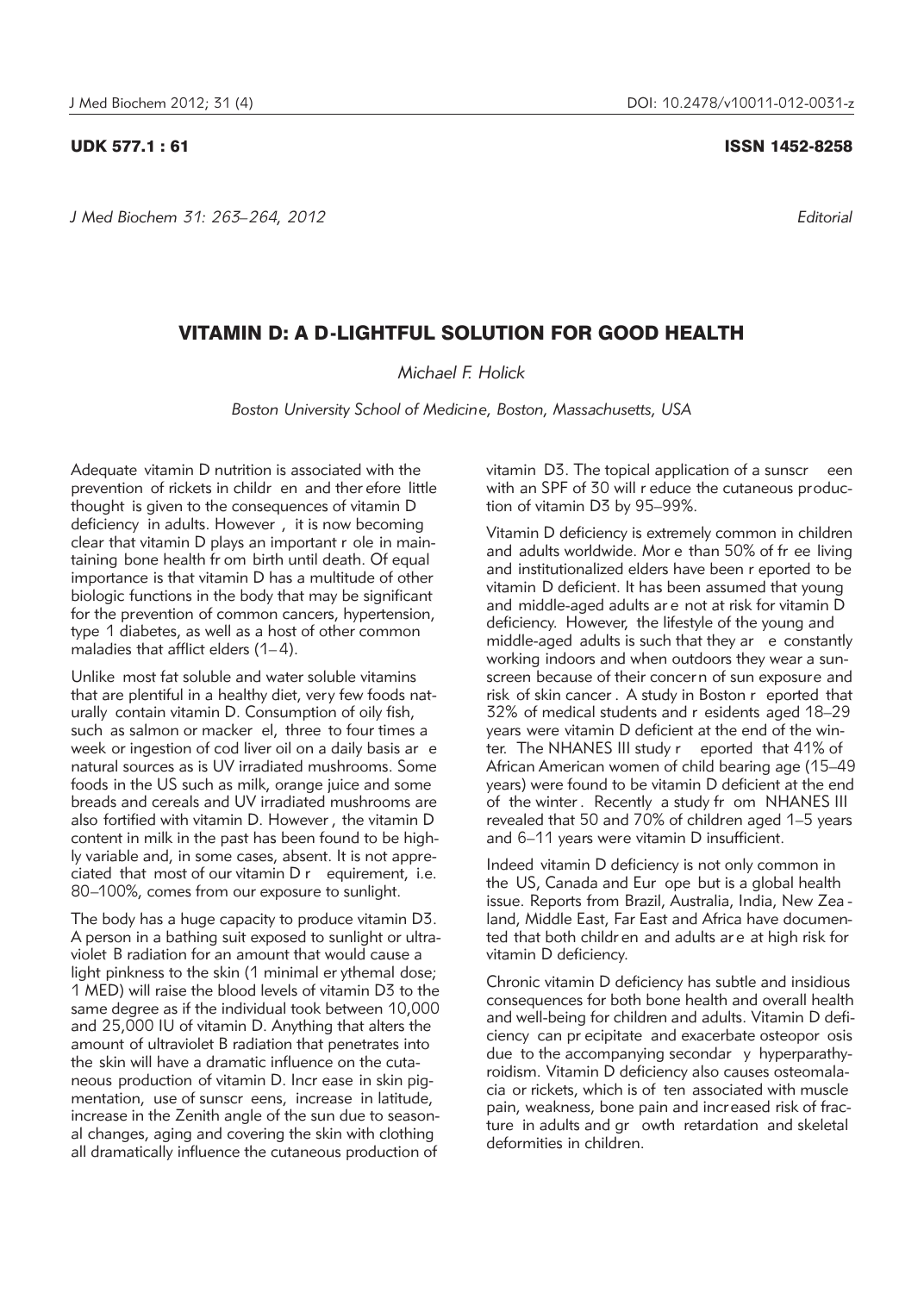UDK 577.1 : 61

ISSN 1452-8258

*Editorial*

# VITAMIN D: A D-LIGHTFUL SOLUTION FOR GOOD HEALTH

*Michael F. Holick*

*Boston University School of Medicine, Boston, Massachusetts, USA*

Adequate vitamin D nutrition is associated with the prevention of rickets in children and therefore little thought is given to the consequences of vitamin D deficiency in adults. However, it is now becoming clear that vitamin D plays an important role in maintaining bone health from birth until death. Of equal importance is that vitamin D has a multitude of other biologic functions in the body that may be significant for the prevention of common cancers, hypertension, type 1 diabetes, as well as a host of other common maladies that afflict elders (1–4).

Unlike most fat soluble and water soluble vitamins that are plentiful in a healthy diet, very few foods naturally contain vitamin D. Consumption of oily fish, such as salmon or mackerel, three to four times a week or ingestion of cod liver oil on a daily basis are natural sources as is UV irradiated mushrooms. Some foods in the US such as milk, orange juice and some breads and cereals and UV irradiated mushrooms are also fortified with vitamin D. However, the vitamin D content in milk in the past has been found to be highly variable and, in some cases, absent. It is not appreciated that most of our vitamin D requirement, i.e. 80–100%, comes from our exposure to sunlight.

The body has a huge capacity to produce vitamin D3. A person in a bathing suit exposed to sunlight or ultraviolet B radiation for an amount that would cause a light pinkness to the skin (1 minimal erythemal dose; 1 MED) will raise the blood levels of vitamin D3 to the same degree as if the individual took between 10,000 and 25,000 IU of vitamin D. Anything that alters the amount of ultraviolet B radiation that penetrates into the skin will have a dramatic influence on the cutaneous production of vitamin D. Increase in skin pigmentation, use of sunscreens, increase in latitude, increase in the Zenith angle of the sun due to seasonal changes, aging and covering the skin with clothing all dramatically influence the cutaneous production of vitamin D3. The topical application of a sunscreen with an SPF of 30 will reduce the cutaneous production of vitamin D3 by 95–99%.

Vitamin D deficiency is extremely common in children and adults worldwide. More than 50% of free living and institutionalized elders have been reported to be vitamin D deficient. It has been assumed that young and middle-aged adults are not at risk for vitamin D deficiency. However, the lifestyle of the young and middle-aged adults is such that they are constantly working indoors and when outdoors they wear a sunscreen because of their concern of sun exposure and risk of skin cancer. A study in Boston reported that 32% of medical students and residents aged 18–29 years were vitamin D deficient at the end of the winter. The NHANES III study reported that 41% of African American women of child bearing age (15–49 years) were found to be vitamin D deficient at the end of the winter. Recently a study from NHANES III revealed that 50 and 70% of children aged 1–5 years and 6–11 years were vitamin D insufficient.

Indeed vitamin D deficiency is not only common in the US, Canada and Europe but is a global health issue. Reports from Brazil, Australia, India, New Zealand, Middle East, Far East and Africa have documented that both children and adults are at high risk for vitamin D deficiency.

Chronic vitamin D deficiency has subtle and insidious consequences for both bone health and overall health and well-being for children and adults. Vitamin D deficiency can precipitate and exacerbate osteoporosis due to the accompanying secondary hyperparathyroidism. Vitamin D deficiency also causes osteomalacia or rickets, which is often associated with muscle pain, weakness, bone pain and increased risk of fracture in adults and growth retardation and skeletal deformities in children.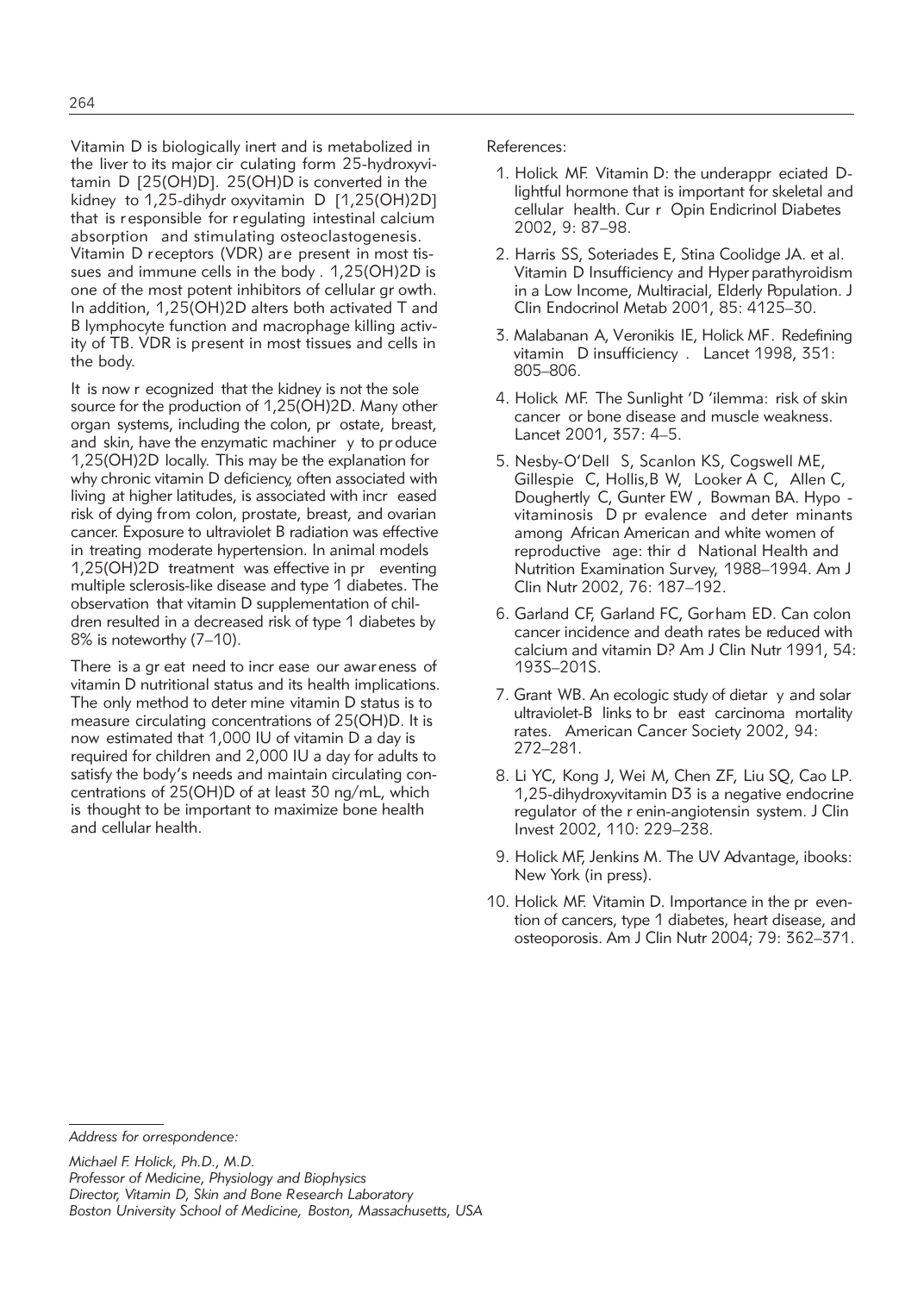Vitamin D is biologically inert and is metabolized in the liver to its major circulating form 25-hydroxyvitamin D [25(OH)D]. 25(OH)D is converted in the kidney to 1,25-dihydroxyvitamin D [1,25(OH)2D] that is responsible for regulating intestinal calcium absorption and stimulating osteoclastogenesis. Vitamin D receptors (VDR) are present in most tissues and immune cells in the body. 1,25(OH)2D is one of the most potent inhibitors of cellular growth. In addition, 1,25(OH)2D alters both activated T and B lymphocyte function and macrophage killing activity of TB. VDR is present in most tissues and cells in the body.

It is now recognized that the kidney is not the sole source for the production of 1,25(OH)2D. Many other organ systems, including the colon, prostate, breast, and skin, have the enzymatic machinery to produce 1,25(OH)2D locally. This may be the explanation for why chronic vitamin D deficiency, often associated with living at higher latitudes, is associated with increased risk of dying from colon, prostate, breast, and ovarian cancer. Exposure to ultraviolet B radiation was effective in treating moderate hypertension. In animal models 1,25(OH)2D treatment was effective in preventing multiple sclerosis-like disease and type 1 diabetes. The observation that vitamin D supplementation of children resulted in a decreased risk of type 1 diabetes by 8% is noteworthy (7–10).

There is a great need to increase our awareness of vitamin D nutritional status and its health implications. The only method to determine vitamin D status is to measure circulating concentrations of 25(OH)D. It is now estimated that 1,000 IU of vitamin D a day is required for children and 2,000 IU a day for adults to satisfy the body's needs and maintain circulating concentrations of 25(OH)D of at least 30 ng/mL, which is thought to be important to maximize bone health and cellular health.

References:

1. Holick MF. Vitamin D: the underappreciated D-lightful hormone that is important for skeletal and cellular health. Curr Opin Endicrinol Diabetes 2002, 9: 87–98.
2. Harris SS, Soteriades E, Stina Coolidge JA. et al. Vitamin D Insufficiency and Hyperparathyroidism in a Low Income, Multiracial, Elderly Population. J Clin Endocrinol Metab 2001, 85: 4125–30.
3. Malabanan A, Veronikis IE, Holick MF. Redefining vitamin D insufficiency. Lancet 1998, 351: 805–806.
4. Holick MF. The Sunlight 'D'ilemma: risk of skin cancer or bone disease and muscle weakness. Lancet 2001, 357: 4–5.
5. Nesby-O'Dell S, Scanlon KS, Cogswell ME, Gillespie C, Hollis,B W, Looker A C, Allen C, Doughertly C, Gunter EW, Bowman BA. Hypovitaminosis D prevalence and determinants among African American and white women of reproductive age: third National Health and Nutrition Examination Survey, 1988–1994. Am J Clin Nutr 2002, 76: 187–192.
6. Garland CF, Garland FC, Gorham ED. Can colon cancer incidence and death rates be reduced with calcium and vitamin D? Am J Clin Nutr 1991, 54: 193S–201S.
7. Grant WB. An ecologic study of dietary and solar ultraviolet-B links to breast carcinoma mortality rates. American Cancer Society 2002, 94: 272–281.
8. Li YC, Kong J, Wei M, Chen ZF, Liu SQ, Cao LP. 1,25-dihydroxyvitamin D3 is a negative endocrine regulator of the renin-angiotensin system. J Clin Invest 2002, 110: 229–238.
9. Holick MF, Jenkins M. The UV Advantage, ibooks: New York (in press).
10. Holick MF. Vitamin D. Importance in the prevention of cancers, type 1 diabetes, heart disease, and osteoporosis. Am J Clin Nutr 2004; 79: 362–371.

*Address for orrespondence:*

*Michael F. Holick, Ph.D., M.D.*
*Professor of Medicine, Physiology and Biophysics*
*Director, Vitamin D, Skin and Bone Research Laboratory*
*Boston University School of Medicine, Boston, Massachusetts, USA*